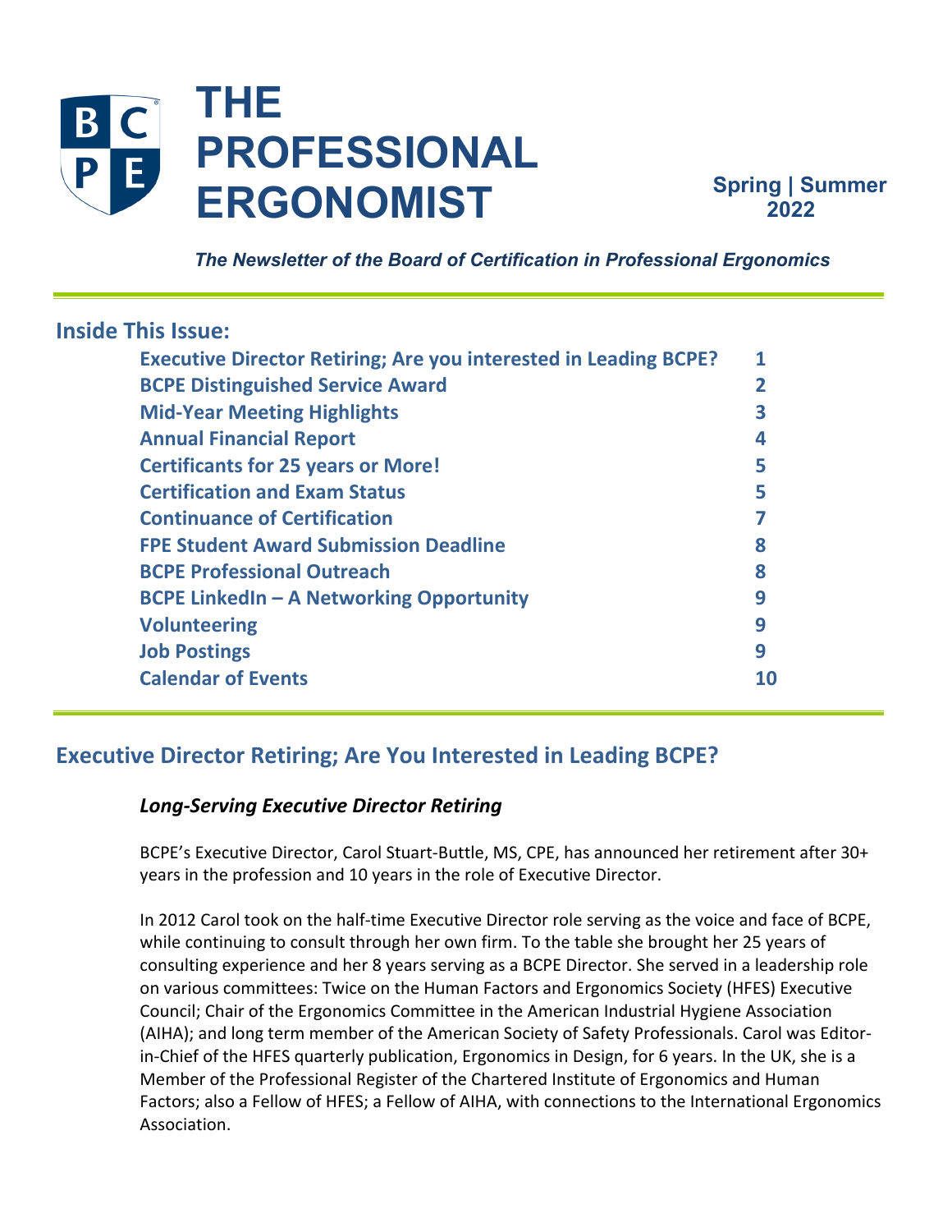# THE PROFESSIONAL ERGONOMIST

**Spring | Summer 2022**

*The Newsletter of the Board of Certification in Professional Ergonomics*

## Inside This Issue:

| | |
|---|---|
| Executive Director Retiring; Are you interested in Leading BCPE? | 1 |
| BCPE Distinguished Service Award | 2 |
| Mid-Year Meeting Highlights | 3 |
| Annual Financial Report | 4 |
| Certificants for 25 years or More! | 5 |
| Certification and Exam Status | 5 |
| Continuance of Certification | 7 |
| FPE Student Award Submission Deadline | 8 |
| BCPE Professional Outreach | 8 |
| BCPE LinkedIn – A Networking Opportunity | 9 |
| Volunteering | 9 |
| Job Postings | 9 |
| Calendar of Events | 10 |

## Executive Director Retiring; Are You Interested in Leading BCPE?

### *Long-Serving Executive Director Retiring*

BCPE's Executive Director, Carol Stuart-Buttle, MS, CPE, has announced her retirement after 30+ years in the profession and 10 years in the role of Executive Director.

In 2012 Carol took on the half-time Executive Director role serving as the voice and face of BCPE, while continuing to consult through her own firm. To the table she brought her 25 years of consulting experience and her 8 years serving as a BCPE Director. She served in a leadership role on various committees: Twice on the Human Factors and Ergonomics Society (HFES) Executive Council; Chair of the Ergonomics Committee in the American Industrial Hygiene Association (AIHA); and long term member of the American Society of Safety Professionals. Carol was Editor-in-Chief of the HFES quarterly publication, Ergonomics in Design, for 6 years. In the UK, she is a Member of the Professional Register of the Chartered Institute of Ergonomics and Human Factors; also a Fellow of HFES; a Fellow of AIHA, with connections to the International Ergonomics Association.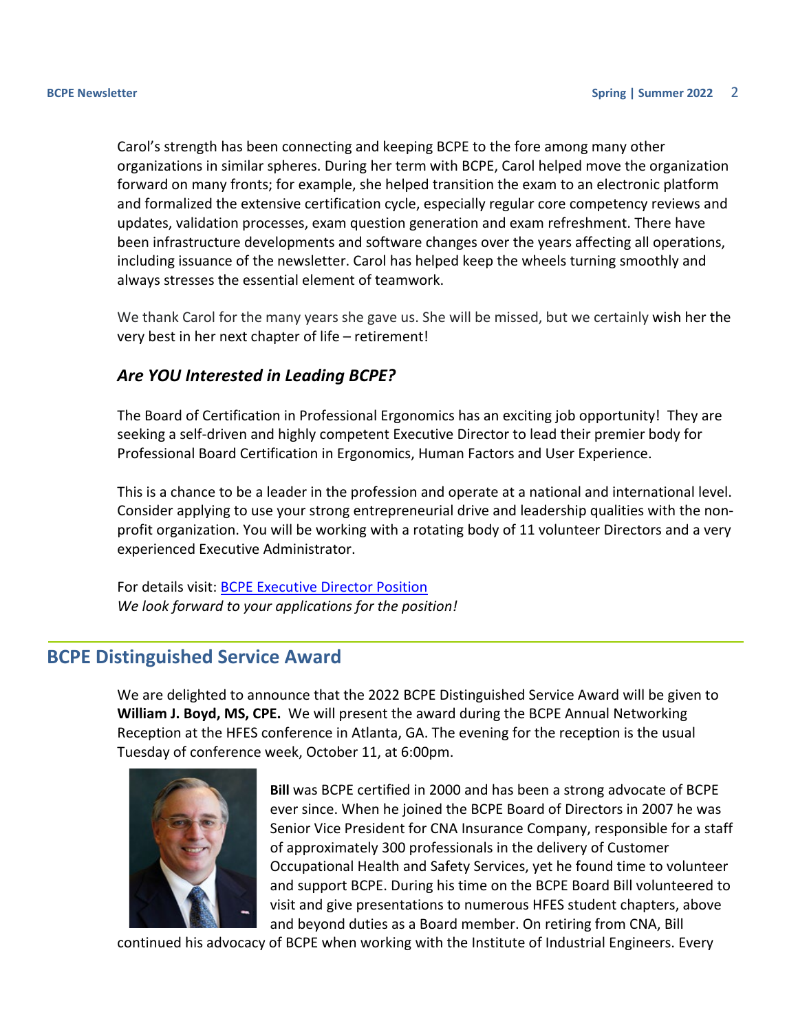Carol's strength has been connecting and keeping BCPE to the fore among many other organizations in similar spheres. During her term with BCPE, Carol helped move the organization forward on many fronts; for example, she helped transition the exam to an electronic platform and formalized the extensive certification cycle, especially regular core competency reviews and updates, validation processes, exam question generation and exam refreshment. There have been infrastructure developments and software changes over the years affecting all operations, including issuance of the newsletter. Carol has helped keep the wheels turning smoothly and always stresses the essential element of teamwork.

We thank Carol for the many years she gave us. She will be missed, but we certainly wish her the very best in her next chapter of life – retirement!

### *Are YOU Interested in Leading BCPE?*

The Board of Certification in Professional Ergonomics has an exciting job opportunity! They are seeking a self-driven and highly competent Executive Director to lead their premier body for Professional Board Certification in Ergonomics, Human Factors and User Experience.

This is a chance to be a leader in the profession and operate at a national and international level. Consider applying to use your strong entrepreneurial drive and leadership qualities with the non-profit organization. You will be working with a rotating body of 11 volunteer Directors and a very experienced Executive Administrator.

For details visit: BCPE Executive Director Position
*We look forward to your applications for the position!*

## BCPE Distinguished Service Award

We are delighted to announce that the 2022 BCPE Distinguished Service Award will be given to **William J. Boyd, MS, CPE.** We will present the award during the BCPE Annual Networking Reception at the HFES conference in Atlanta, GA. The evening for the reception is the usual Tuesday of conference week, October 11, at 6:00pm.

**Bill** was BCPE certified in 2000 and has been a strong advocate of BCPE ever since. When he joined the BCPE Board of Directors in 2007 he was Senior Vice President for CNA Insurance Company, responsible for a staff of approximately 300 professionals in the delivery of Customer Occupational Health and Safety Services, yet he found time to volunteer and support BCPE. During his time on the BCPE Board Bill volunteered to visit and give presentations to numerous HFES student chapters, above and beyond duties as a Board member. On retiring from CNA, Bill continued his advocacy of BCPE when working with the Institute of Industrial Engineers. Every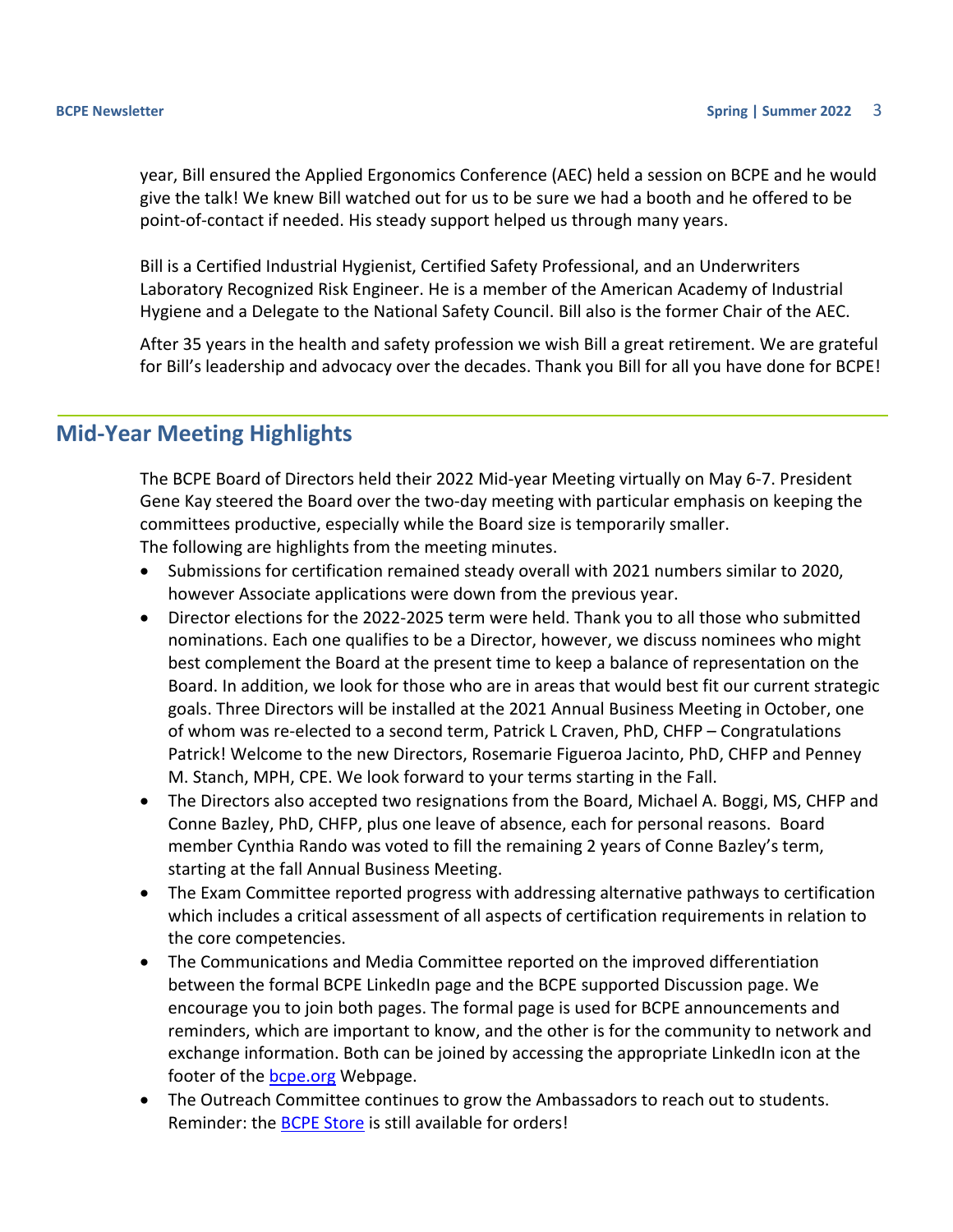year, Bill ensured the Applied Ergonomics Conference (AEC) held a session on BCPE and he would give the talk! We knew Bill watched out for us to be sure we had a booth and he offered to be point-of-contact if needed. His steady support helped us through many years.

Bill is a Certified Industrial Hygienist, Certified Safety Professional, and an Underwriters Laboratory Recognized Risk Engineer. He is a member of the American Academy of Industrial Hygiene and a Delegate to the National Safety Council. Bill also is the former Chair of the AEC.

After 35 years in the health and safety profession we wish Bill a great retirement. We are grateful for Bill's leadership and advocacy over the decades. Thank you Bill for all you have done for BCPE!

## Mid-Year Meeting Highlights

The BCPE Board of Directors held their 2022 Mid-year Meeting virtually on May 6-7. President Gene Kay steered the Board over the two-day meeting with particular emphasis on keeping the committees productive, especially while the Board size is temporarily smaller.
The following are highlights from the meeting minutes.

- Submissions for certification remained steady overall with 2021 numbers similar to 2020, however Associate applications were down from the previous year.
- Director elections for the 2022-2025 term were held. Thank you to all those who submitted nominations. Each one qualifies to be a Director, however, we discuss nominees who might best complement the Board at the present time to keep a balance of representation on the Board. In addition, we look for those who are in areas that would best fit our current strategic goals. Three Directors will be installed at the 2021 Annual Business Meeting in October, one of whom was re-elected to a second term, Patrick L Craven, PhD, CHFP – Congratulations Patrick! Welcome to the new Directors, Rosemarie Figueroa Jacinto, PhD, CHFP and Penney M. Stanch, MPH, CPE. We look forward to your terms starting in the Fall.
- The Directors also accepted two resignations from the Board, Michael A. Boggi, MS, CHFP and Conne Bazley, PhD, CHFP, plus one leave of absence, each for personal reasons. Board member Cynthia Rando was voted to fill the remaining 2 years of Conne Bazley's term, starting at the fall Annual Business Meeting.
- The Exam Committee reported progress with addressing alternative pathways to certification which includes a critical assessment of all aspects of certification requirements in relation to the core competencies.
- The Communications and Media Committee reported on the improved differentiation between the formal BCPE LinkedIn page and the BCPE supported Discussion page. We encourage you to join both pages. The formal page is used for BCPE announcements and reminders, which are important to know, and the other is for the community to network and exchange information. Both can be joined by accessing the appropriate LinkedIn icon at the footer of the bcpe.org Webpage.
- The Outreach Committee continues to grow the Ambassadors to reach out to students. Reminder: the BCPE Store is still available for orders!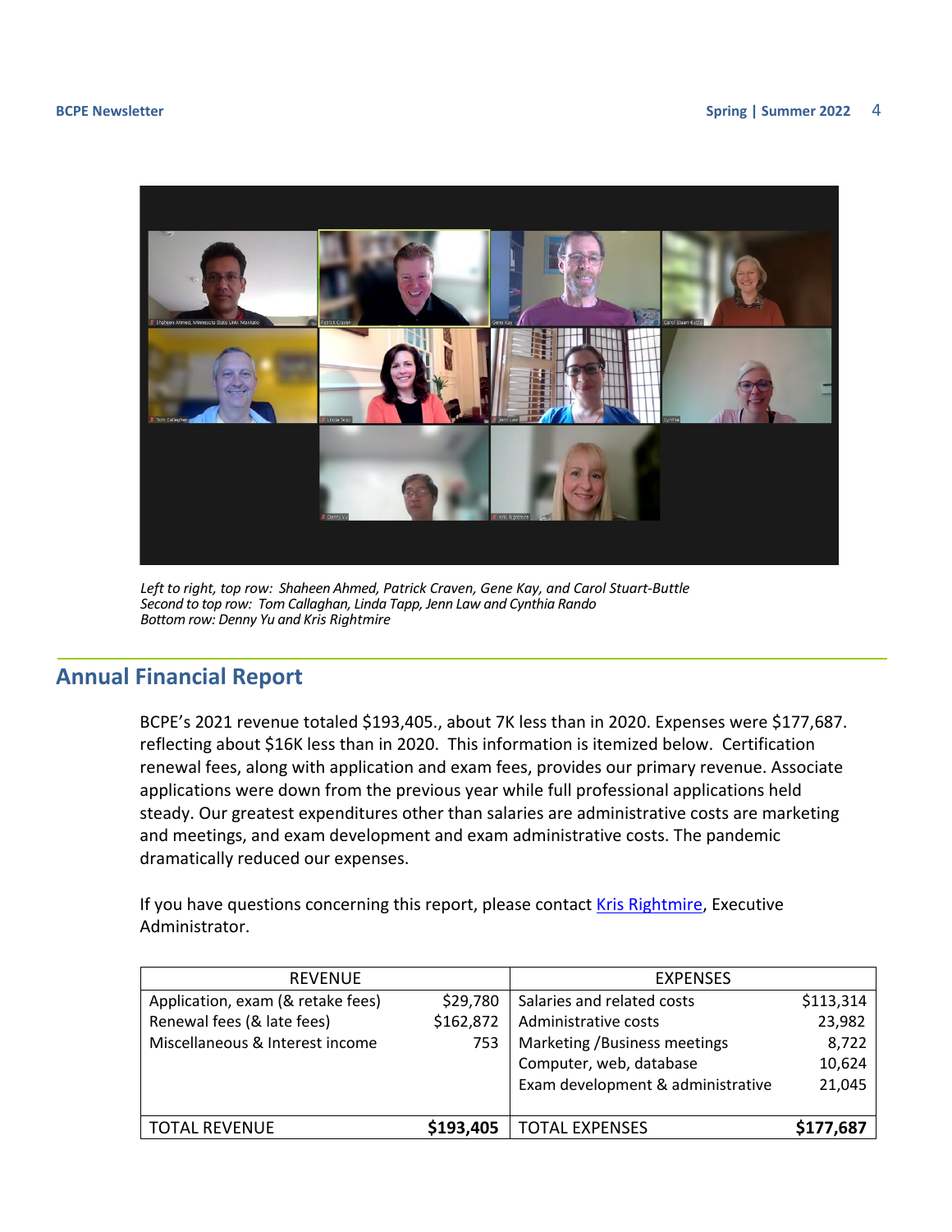*Left to right, top row: Shaheen Ahmed, Patrick Craven, Gene Kay, and Carol Stuart-Buttle*
*Second to top row: Tom Callaghan, Linda Tapp, Jenn Law and Cynthia Rando*
*Bottom row: Denny Yu and Kris Rightmire*

## Annual Financial Report

BCPE's 2021 revenue totaled $193,405., about 7K less than in 2020. Expenses were $177,687. reflecting about $16K less than in 2020. This information is itemized below. Certification renewal fees, along with application and exam fees, provides our primary revenue. Associate applications were down from the previous year while full professional applications held steady. Our greatest expenditures other than salaries are administrative costs are marketing and meetings, and exam development and exam administrative costs. The pandemic dramatically reduced our expenses.

If you have questions concerning this report, please contact [Kris Rightmire](), Executive Administrator.

| REVENUE | | EXPENSES | |
|---|---|---|---|
| Application, exam (& retake fees) | $29,780 | Salaries and related costs | $113,314 |
| Renewal fees (& late fees) | $162,872 | Administrative costs | 23,982 |
| Miscellaneous & Interest income | 753 | Marketing /Business meetings | 8,722 |
| | | Computer, web, database | 10,624 |
| | | Exam development & administrative | 21,045 |
| TOTAL REVENUE | **$193,405** | TOTAL EXPENSES | **$177,687** |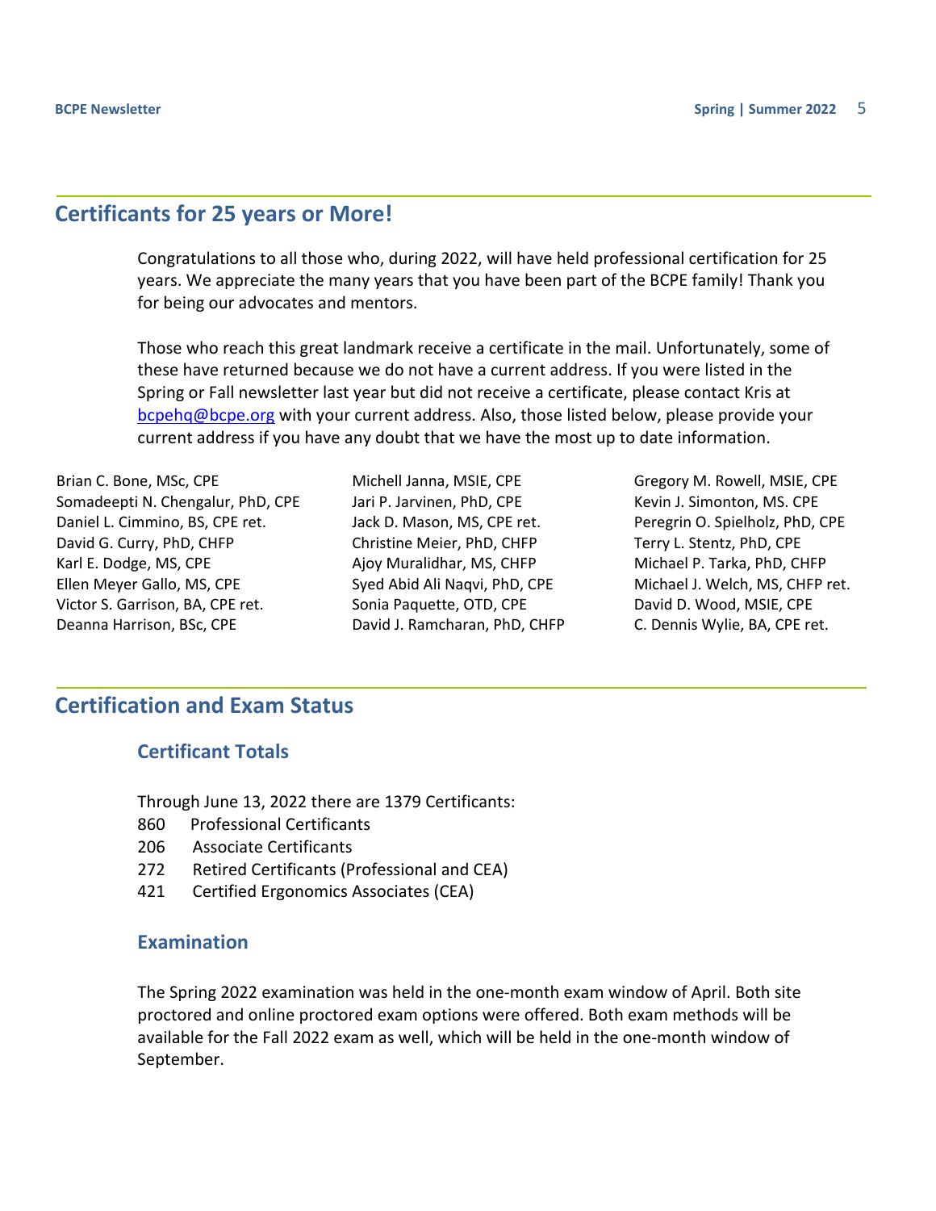## Certificants for 25 years or More!

Congratulations to all those who, during 2022, will have held professional certification for 25 years. We appreciate the many years that you have been part of the BCPE family! Thank you for being our advocates and mentors.

Those who reach this great landmark receive a certificate in the mail. Unfortunately, some of these have returned because we do not have a current address. If you were listed in the Spring or Fall newsletter last year but did not receive a certificate, please contact Kris at [bcpehq@bcpe.org](mailto:bcpehq@bcpe.org) with your current address. Also, those listed below, please provide your current address if you have any doubt that we have the most up to date information.

Brian C. Bone, MSc, CPE
Somadeepti N. Chengalur, PhD, CPE
Daniel L. Cimmino, BS, CPE ret.
David G. Curry, PhD, CHFP
Karl E. Dodge, MS, CPE
Ellen Meyer Gallo, MS, CPE
Victor S. Garrison, BA, CPE ret.
Deanna Harrison, BSc, CPE
Michell Janna, MSIE, CPE
Jari P. Jarvinen, PhD, CPE
Jack D. Mason, MS, CPE ret.
Christine Meier, PhD, CHFP
Ajoy Muralidhar, MS, CHFP
Syed Abid Ali Naqvi, PhD, CPE
Sonia Paquette, OTD, CPE
David J. Ramcharan, PhD, CHFP
Gregory M. Rowell, MSIE, CPE
Kevin J. Simonton, MS. CPE
Peregrin O. Spielholz, PhD, CPE
Terry L. Stentz, PhD, CPE
Michael P. Tarka, PhD, CHFP
Michael J. Welch, MS, CHFP ret.
David D. Wood, MSIE, CPE
C. Dennis Wylie, BA, CPE ret.

## Certification and Exam Status

### Certificant Totals

Through June 13, 2022 there are 1379 Certificants:

860 Professional Certificants
206 Associate Certificants
272 Retired Certificants (Professional and CEA)
421 Certified Ergonomics Associates (CEA)

### Examination

The Spring 2022 examination was held in the one-month exam window of April. Both site proctored and online proctored exam options were offered. Both exam methods will be available for the Fall 2022 exam as well, which will be held in the one-month window of September.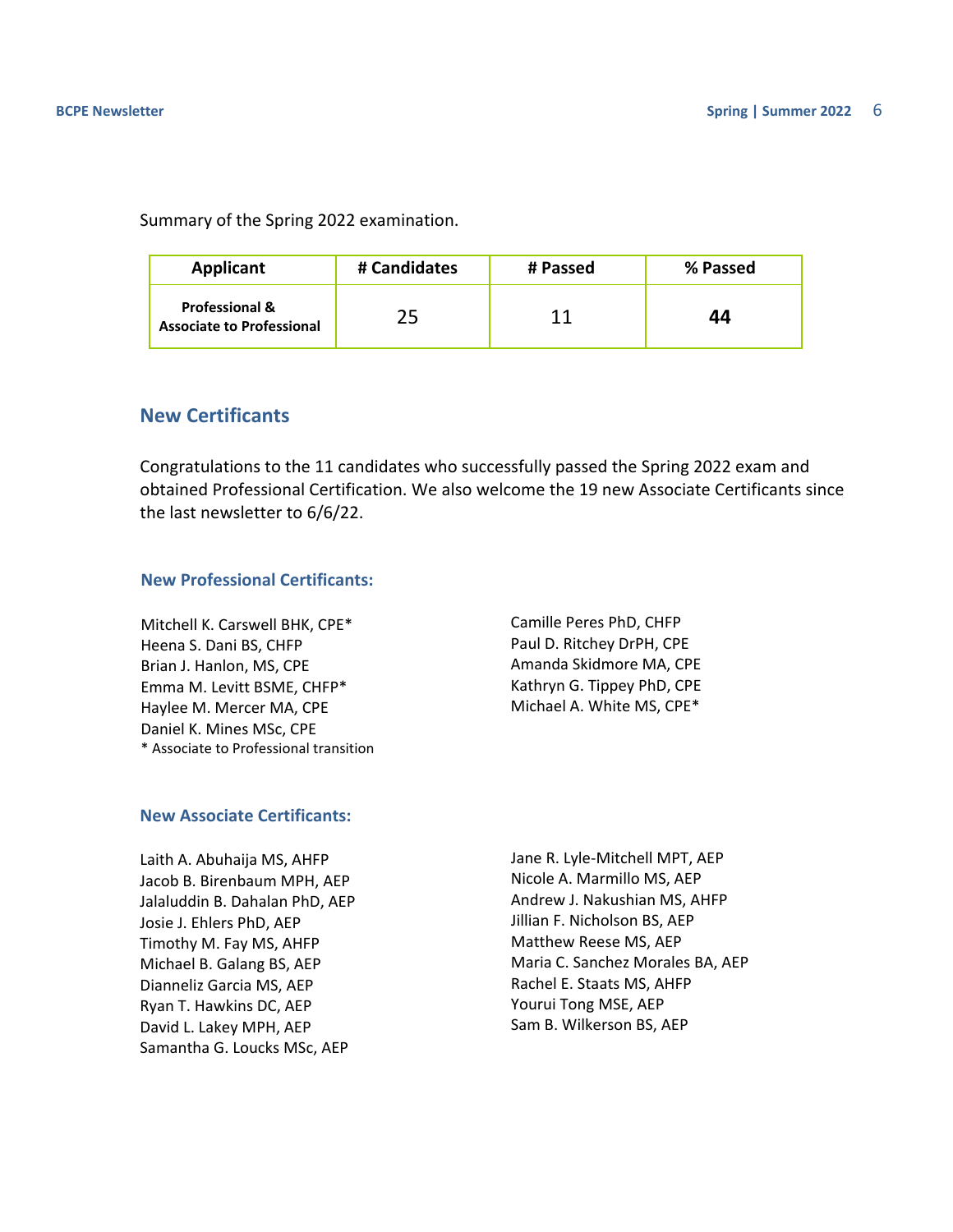Summary of the Spring 2022 examination.

| Applicant | # Candidates | # Passed | % Passed |
|---|---|---|---|
| **Professional & Associate to Professional** | 25 | 11 | **44** |

## New Certificants

Congratulations to the 11 candidates who successfully passed the Spring 2022 exam and obtained Professional Certification. We also welcome the 19 new Associate Certificants since the last newsletter to 6/6/22.

### New Professional Certificants:

Mitchell K. Carswell BHK, CPE*  
Heena S. Dani BS, CHFP  
Brian J. Hanlon, MS, CPE  
Emma M. Levitt BSME, CHFP*  
Haylee M. Mercer MA, CPE  
Daniel K. Mines MSc, CPE  
Camille Peres PhD, CHFP  
Paul D. Ritchey DrPH, CPE  
Amanda Skidmore MA, CPE  
Kathryn G. Tippey PhD, CPE  
Michael A. White MS, CPE*

* Associate to Professional transition

### New Associate Certificants:

Laith A. Abuhaija MS, AHFP  
Jacob B. Birenbaum MPH, AEP  
Jalaluddin B. Dahalan PhD, AEP  
Josie J. Ehlers PhD, AEP  
Timothy M. Fay MS, AHFP  
Michael B. Galang BS, AEP  
Dianneliz Garcia MS, AEP  
Ryan T. Hawkins DC, AEP  
David L. Lakey MPH, AEP  
Samantha G. Loucks MSc, AEP  
Jane R. Lyle-Mitchell MPT, AEP  
Nicole A. Marmillo MS, AEP  
Andrew J. Nakushian MS, AHFP  
Jillian F. Nicholson BS, AEP  
Matthew Reese MS, AEP  
Maria C. Sanchez Morales BA, AEP  
Rachel E. Staats MS, AHFP  
Yourui Tong MSE, AEP  
Sam B. Wilkerson BS, AEP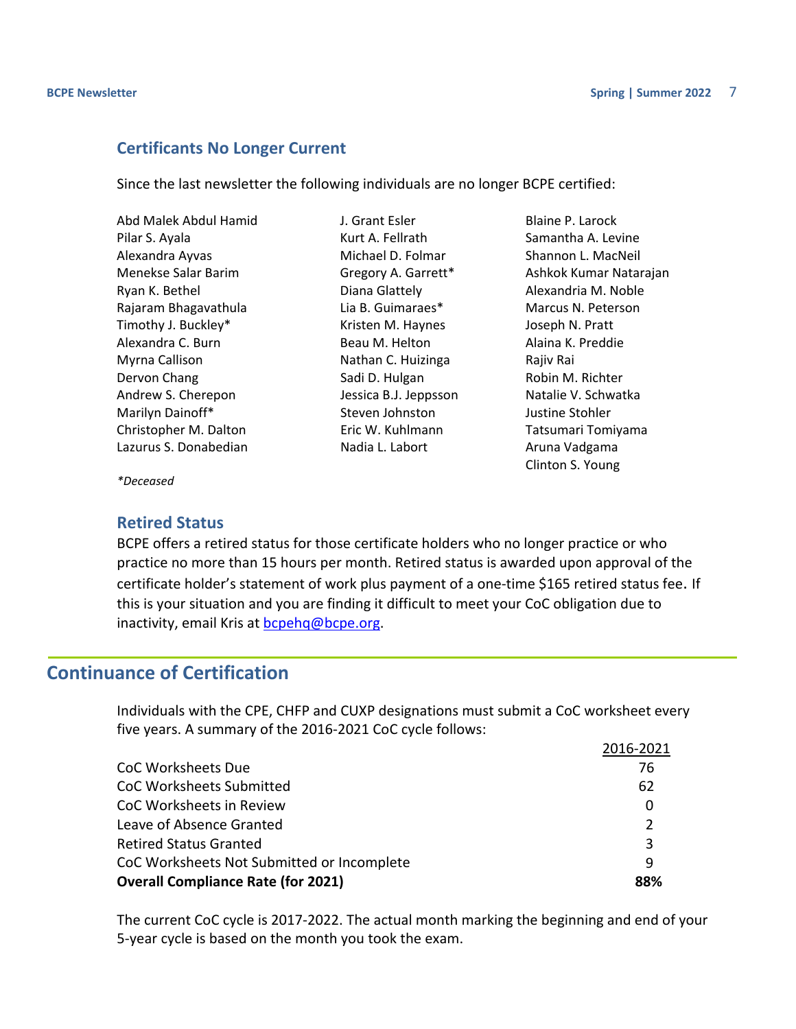### Certificants No Longer Current

Since the last newsletter the following individuals are no longer BCPE certified:

Abd Malek Abdul Hamid
Pilar S. Ayala
Alexandra Ayvas
Menekse Salar Barim
Ryan K. Bethel
Rajaram Bhagavathula
Timothy J. Buckley*
Alexandra C. Burn
Myrna Callison
Dervon Chang
Andrew S. Cherepon
Marilyn Dainoff*
Christopher M. Dalton
Lazurus S. Donabedian
J. Grant Esler
Kurt A. Fellrath
Michael D. Folmar
Gregory A. Garrett*
Diana Glattely
Lia B. Guimaraes*
Kristen M. Haynes
Beau M. Helton
Nathan C. Huizinga
Sadi D. Hulgan
Jessica B.J. Jeppsson
Steven Johnston
Eric W. Kuhlmann
Nadia L. Labort
Blaine P. Larock
Samantha A. Levine
Shannon L. MacNeil
Ashkok Kumar Natarajan
Alexandria M. Noble
Marcus N. Peterson
Joseph N. Pratt
Alaina K. Preddie
Rajiv Rai
Robin M. Richter
Natalie V. Schwatka
Justine Stohler
Tatsumari Tomiyama
Aruna Vadgama
Clinton S. Young

*\*Deceased*

### Retired Status

BCPE offers a retired status for those certificate holders who no longer practice or who practice no more than 15 hours per month. Retired status is awarded upon approval of the certificate holder's statement of work plus payment of a one-time $165 retired status fee. If this is your situation and you are finding it difficult to meet your CoC obligation due to inactivity, email Kris at bcpehq@bcpe.org.

## Continuance of Certification

Individuals with the CPE, CHFP and CUXP designations must submit a CoC worksheet every five years. A summary of the 2016-2021 CoC cycle follows:

| | 2016-2021 |
|---|---|
| CoC Worksheets Due | 76 |
| CoC Worksheets Submitted | 62 |
| CoC Worksheets in Review | 0 |
| Leave of Absence Granted | 2 |
| Retired Status Granted | 3 |
| CoC Worksheets Not Submitted or Incomplete | 9 |
| **Overall Compliance Rate (for 2021)** | **88%** |

The current CoC cycle is 2017-2022. The actual month marking the beginning and end of your 5-year cycle is based on the month you took the exam.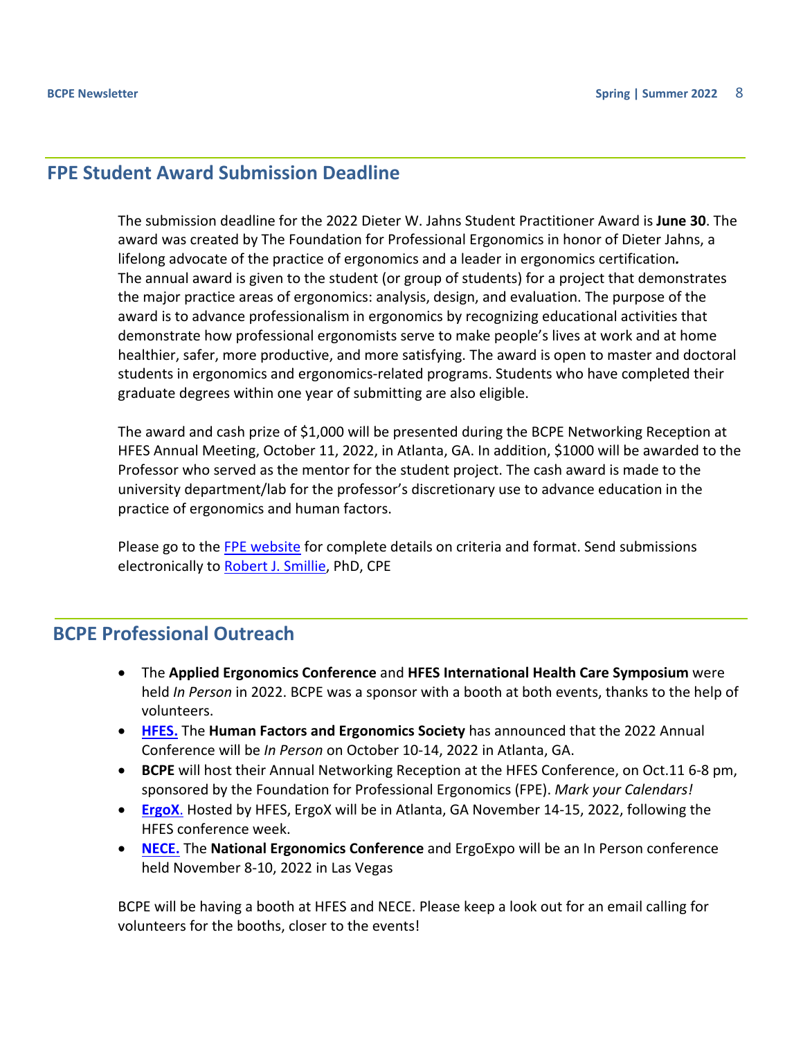## FPE Student Award Submission Deadline

The submission deadline for the 2022 Dieter W. Jahns Student Practitioner Award is **June 30**. The award was created by The Foundation for Professional Ergonomics in honor of Dieter Jahns, a lifelong advocate of the practice of ergonomics and a leader in ergonomics certification*.*
The annual award is given to the student (or group of students) for a project that demonstrates the major practice areas of ergonomics: analysis, design, and evaluation. The purpose of the award is to advance professionalism in ergonomics by recognizing educational activities that demonstrate how professional ergonomists serve to make people's lives at work and at home healthier, safer, more productive, and more satisfying. The award is open to master and doctoral students in ergonomics and ergonomics-related programs. Students who have completed their graduate degrees within one year of submitting are also eligible.

The award and cash prize of $1,000 will be presented during the BCPE Networking Reception at HFES Annual Meeting, October 11, 2022, in Atlanta, GA. In addition, $1000 will be awarded to the Professor who served as the mentor for the student project. The cash award is made to the university department/lab for the professor's discretionary use to advance education in the practice of ergonomics and human factors.

Please go to the FPE website for complete details on criteria and format. Send submissions electronically to Robert J. Smillie, PhD, CPE

## BCPE Professional Outreach

- The **Applied Ergonomics Conference** and **HFES International Health Care Symposium** were held *In Person* in 2022. BCPE was a sponsor with a booth at both events, thanks to the help of volunteers.
- **HFES.** The **Human Factors and Ergonomics Society** has announced that the 2022 Annual Conference will be *In Person* on October 10-14, 2022 in Atlanta, GA.
- **BCPE** will host their Annual Networking Reception at the HFES Conference, on Oct.11 6-8 pm, sponsored by the Foundation for Professional Ergonomics (FPE). *Mark your Calendars!*
- **ErgoX.** Hosted by HFES, ErgoX will be in Atlanta, GA November 14-15, 2022, following the HFES conference week.
- **NECE.** The **National Ergonomics Conference** and ErgoExpo will be an In Person conference held November 8-10, 2022 in Las Vegas

BCPE will be having a booth at HFES and NECE. Please keep a look out for an email calling for volunteers for the booths, closer to the events!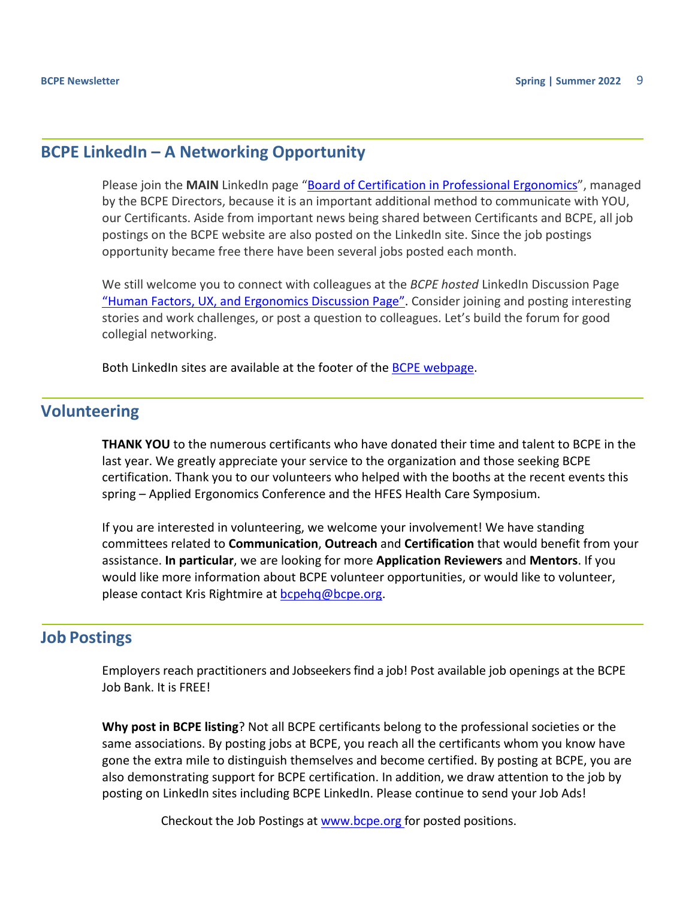## BCPE LinkedIn – A Networking Opportunity

Please join the **MAIN** LinkedIn page "Board of Certification in Professional Ergonomics", managed by the BCPE Directors, because it is an important additional method to communicate with YOU, our Certificants. Aside from important news being shared between Certificants and BCPE, all job postings on the BCPE website are also posted on the LinkedIn site. Since the job postings opportunity became free there have been several jobs posted each month.

We still welcome you to connect with colleagues at the *BCPE hosted* LinkedIn Discussion Page "Human Factors, UX, and Ergonomics Discussion Page". Consider joining and posting interesting stories and work challenges, or post a question to colleagues. Let's build the forum for good collegial networking.

Both LinkedIn sites are available at the footer of the BCPE webpage.

## Volunteering

**THANK YOU** to the numerous certificants who have donated their time and talent to BCPE in the last year. We greatly appreciate your service to the organization and those seeking BCPE certification. Thank you to our volunteers who helped with the booths at the recent events this spring – Applied Ergonomics Conference and the HFES Health Care Symposium.

If you are interested in volunteering, we welcome your involvement! We have standing committees related to **Communication**, **Outreach** and **Certification** that would benefit from your assistance. **In particular**, we are looking for more **Application Reviewers** and **Mentors**. If you would like more information about BCPE volunteer opportunities, or would like to volunteer, please contact Kris Rightmire at bcpehq@bcpe.org.

## Job Postings

Employers reach practitioners and Jobseekers find a job! Post available job openings at the BCPE Job Bank. It is FREE!

**Why post in BCPE listing**? Not all BCPE certificants belong to the professional societies or the same associations. By posting jobs at BCPE, you reach all the certificants whom you know have gone the extra mile to distinguish themselves and become certified. By posting at BCPE, you are also demonstrating support for BCPE certification. In addition, we draw attention to the job by posting on LinkedIn sites including BCPE LinkedIn. Please continue to send your Job Ads!

Checkout the Job Postings at www.bcpe.org for posted positions.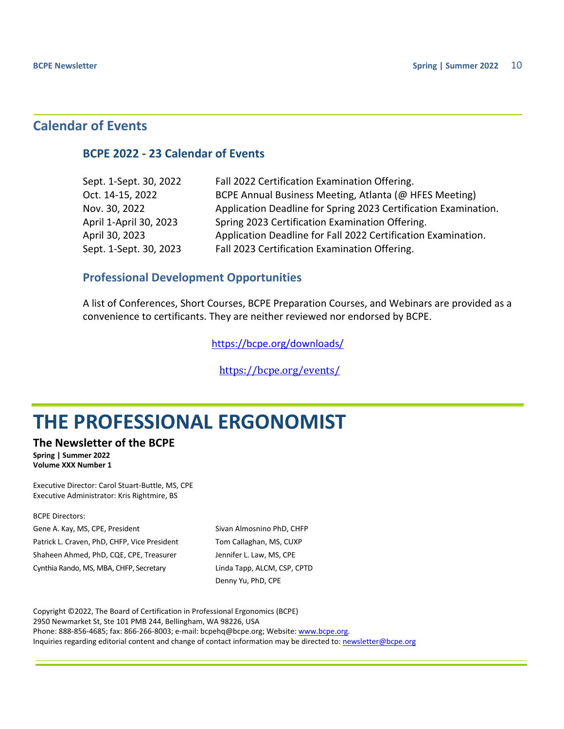## Calendar of Events

### BCPE 2022 - 23 Calendar of Events

| | |
|---|---|
| Sept. 1-Sept. 30, 2022 | Fall 2022 Certification Examination Offering. |
| Oct. 14-15, 2022 | BCPE Annual Business Meeting, Atlanta (@ HFES Meeting) |
| Nov. 30, 2022 | Application Deadline for Spring 2023 Certification Examination. |
| April 1-April 30, 2023 | Spring 2023 Certification Examination Offering. |
| April 30, 2023 | Application Deadline for Fall 2022 Certification Examination. |
| Sept. 1-Sept. 30, 2023 | Fall 2023 Certification Examination Offering. |

### Professional Development Opportunities

A list of Conferences, Short Courses, BCPE Preparation Courses, and Webinars are provided as a convenience to certificants. They are neither reviewed nor endorsed by BCPE.

https://bcpe.org/downloads/

https://bcpe.org/events/

# THE PROFESSIONAL ERGONOMIST

**The Newsletter of the BCPE**

**Spring | Summer 2022**
**Volume XXX Number 1**

Executive Director: Carol Stuart-Buttle, MS, CPE
Executive Administrator: Kris Rightmire, BS

BCPE Directors:

Gene A. Kay, MS, CPE, President
Patrick L. Craven, PhD, CHFP, Vice President
Shaheen Ahmed, PhD, CQE, CPE, Treasurer
Cynthia Rando, MS, MBA, CHFP, Secretary
Sivan Almosnino PhD, CHFP
Tom Callaghan, MS, CUXP
Jennifer L. Law, MS, CPE
Linda Tapp, ALCM, CSP, CPTD
Denny Yu, PhD, CPE

Copyright ©2022, The Board of Certification in Professional Ergonomics (BCPE)
2950 Newmarket St, Ste 101 PMB 244, Bellingham, WA 98226, USA
Phone: 888-856-4685; fax: 866-266-8003; e-mail: bcpehq@bcpe.org; Website: www.bcpe.org.
Inquiries regarding editorial content and change of contact information may be directed to: newsletter@bcpe.org